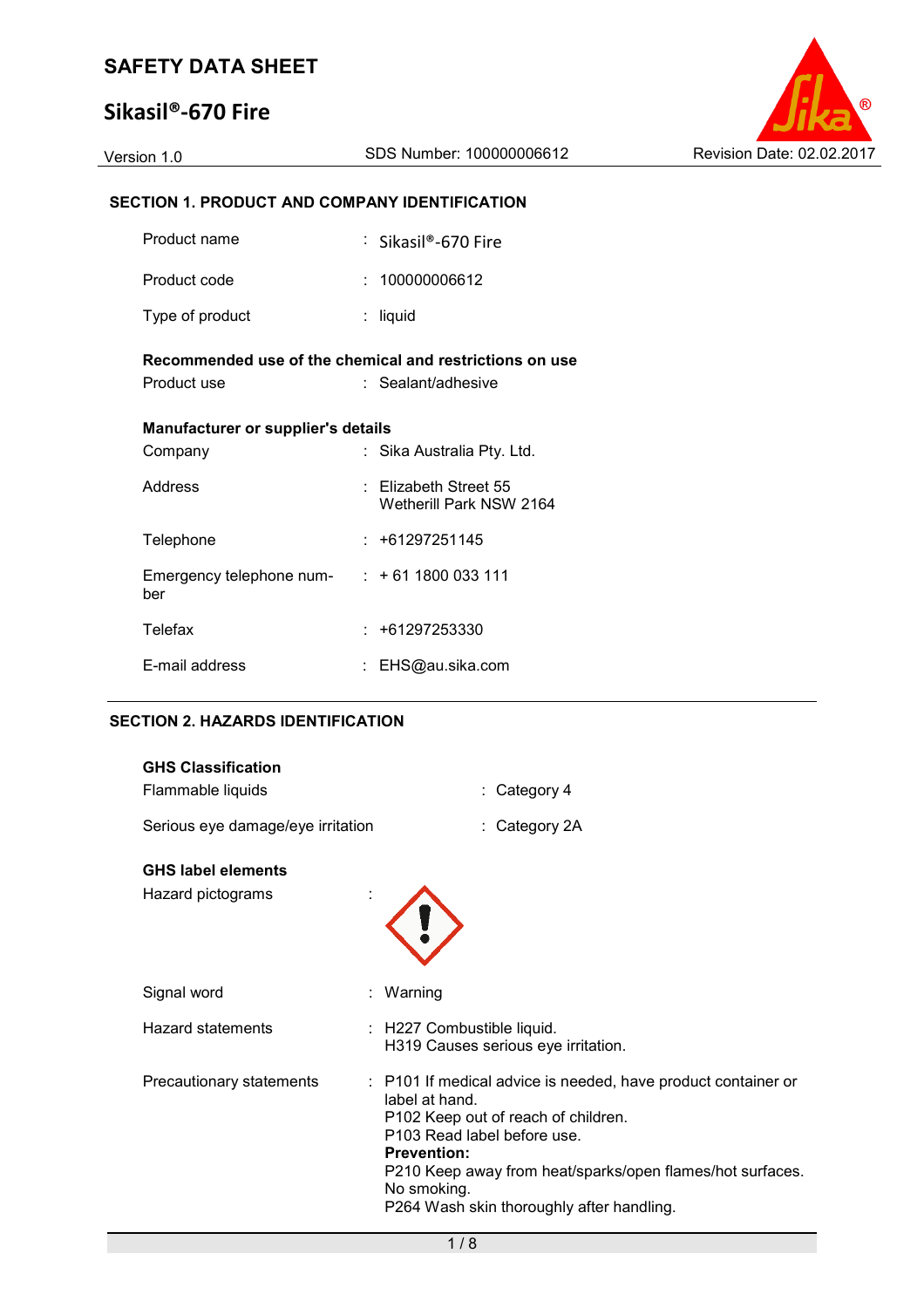# SAFETY DATA SHEET

## Sikasil®-670 Fire

Version 1.0 SDS Number: 100000006612 Revision Date: 02.02.2017

### SECTION 1. PRODUCT AND COMPANY IDENTIFICATION

| | | |
|---|---|---|
| Product name | : | Sikasil®-670 Fire |
| Product code | : | 100000006612 |
| Type of product | : | liquid |

**Recommended use of the chemical and restrictions on use**

| | | |
|---|---|---|
| Product use | : | Sealant/adhesive |

**Manufacturer or supplier's details**

| | | |
|---|---|---|
| Company | : | Sika Australia Pty. Ltd. |
| Address | : | Elizabeth Street 55<br>Wetherill Park NSW 2164 |
| Telephone | : | +61297251145 |
| Emergency telephone number | : | + 61 1800 033 111 |
| Telefax | : | +61297253330 |
| E-mail address | : | EHS@au.sika.com |

### SECTION 2. HAZARDS IDENTIFICATION

**GHS Classification**

| | | |
|---|---|---|
| Flammable liquids | : | Category 4 |
| Serious eye damage/eye irritation | : | Category 2A |

**GHS label elements**

Hazard pictograms :

| | | |
|---|---|---|
| Signal word | : | Warning |
| Hazard statements | : | H227 Combustible liquid.<br>H319 Causes serious eye irritation. |
| Precautionary statements | : | P101 If medical advice is needed, have product container or label at hand.<br>P102 Keep out of reach of children.<br>P103 Read label before use.<br>**Prevention:**<br>P210 Keep away from heat/sparks/open flames/hot surfaces. No smoking.<br>P264 Wash skin thoroughly after handling. |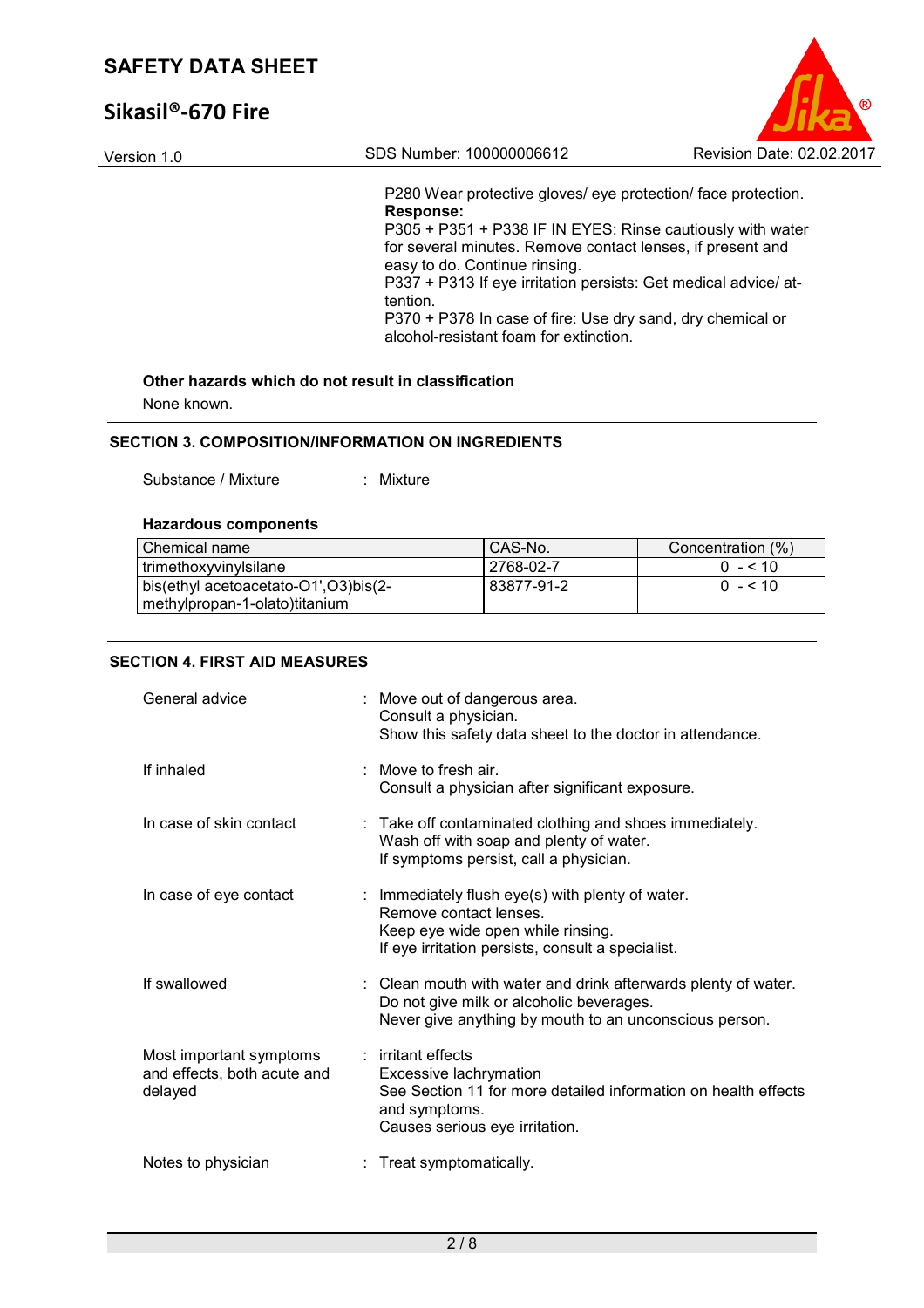P280 Wear protective gloves/ eye protection/ face protection.

**Response:**

P305 + P351 + P338 IF IN EYES: Rinse cautiously with water for several minutes. Remove contact lenses, if present and easy to do. Continue rinsing.

P337 + P313 If eye irritation persists: Get medical advice/ attention.

P370 + P378 In case of fire: Use dry sand, dry chemical or alcohol-resistant foam for extinction.

**Other hazards which do not result in classification**

None known.

## SECTION 3. COMPOSITION/INFORMATION ON INGREDIENTS

Substance / Mixture : Mixture

**Hazardous components**

| Chemical name | CAS-No. | Concentration (%) |
|---|---|---|
| trimethoxyvinylsilane | 2768-02-7 | 0 - < 10 |
| bis(ethyl acetoacetato-O1',O3)bis(2-methylpropan-1-olato)titanium | 83877-91-2 | 0 - < 10 |

## SECTION 4. FIRST AID MEASURES

General advice : Move out of dangerous area.
Consult a physician.
Show this safety data sheet to the doctor in attendance.

If inhaled : Move to fresh air.
Consult a physician after significant exposure.

In case of skin contact : Take off contaminated clothing and shoes immediately.
Wash off with soap and plenty of water.
If symptoms persist, call a physician.

In case of eye contact : Immediately flush eye(s) with plenty of water.
Remove contact lenses.
Keep eye wide open while rinsing.
If eye irritation persists, consult a specialist.

If swallowed : Clean mouth with water and drink afterwards plenty of water.
Do not give milk or alcoholic beverages.
Never give anything by mouth to an unconscious person.

Most important symptoms and effects, both acute and delayed : irritant effects
Excessive lachrymation
See Section 11 for more detailed information on health effects and symptoms.
Causes serious eye irritation.

Notes to physician : Treat symptomatically.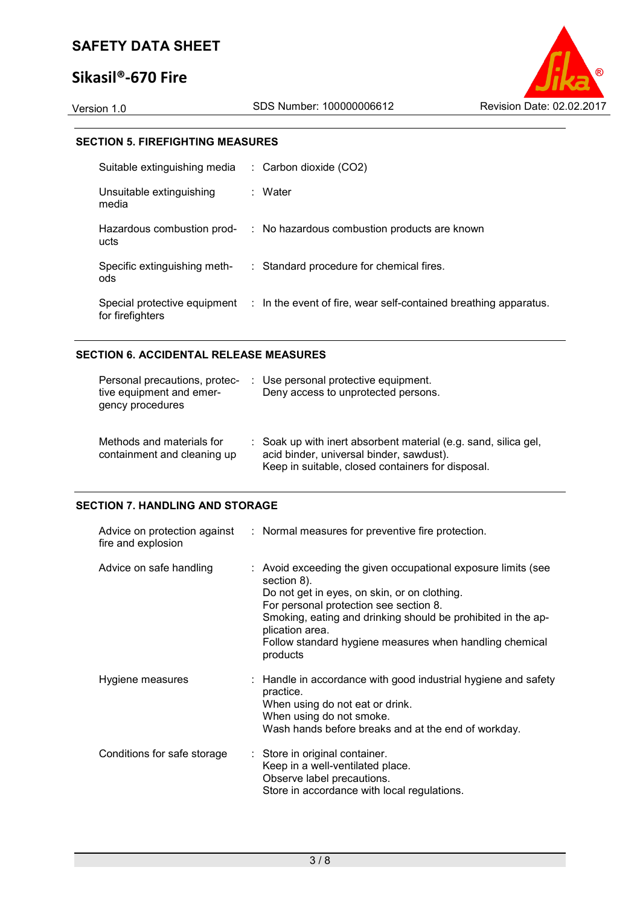## SECTION 5. FIREFIGHTING MEASURES

| | |
|---|---|
| Suitable extinguishing media | : Carbon dioxide ($CO_2$) |
| Unsuitable extinguishing media | : Water |
| Hazardous combustion products | : No hazardous combustion products are known |
| Specific extinguishing methods | : Standard procedure for chemical fires. |
| Special protective equipment for firefighters | : In the event of fire, wear self-contained breathing apparatus. |

## SECTION 6. ACCIDENTAL RELEASE MEASURES

| | |
|---|---|
| Personal precautions, protective equipment and emergency procedures | : Use personal protective equipment.<br>Deny access to unprotected persons. |
| Methods and materials for containment and cleaning up | : Soak up with inert absorbent material (e.g. sand, silica gel, acid binder, universal binder, sawdust).<br>Keep in suitable, closed containers for disposal. |

## SECTION 7. HANDLING AND STORAGE

| | |
|---|---|
| Advice on protection against fire and explosion | : Normal measures for preventive fire protection. |
| Advice on safe handling | : Avoid exceeding the given occupational exposure limits (see section 8).<br>Do not get in eyes, on skin, or on clothing.<br>For personal protection see section 8.<br>Smoking, eating and drinking should be prohibited in the application area.<br>Follow standard hygiene measures when handling chemical products |
| Hygiene measures | : Handle in accordance with good industrial hygiene and safety practice.<br>When using do not eat or drink.<br>When using do not smoke.<br>Wash hands before breaks and at the end of workday. |
| Conditions for safe storage | : Store in original container.<br>Keep in a well-ventilated place.<br>Observe label precautions.<br>Store in accordance with local regulations. |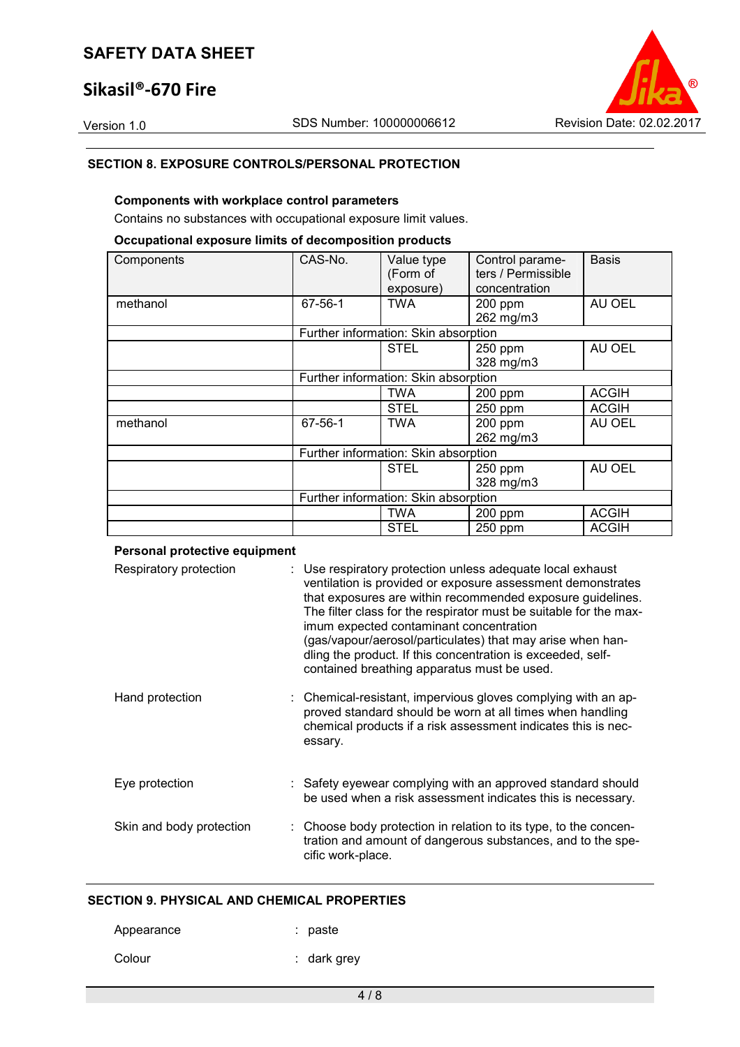## SECTION 8. EXPOSURE CONTROLS/PERSONAL PROTECTION

**Components with workplace control parameters**

Contains no substances with occupational exposure limit values.

**Occupational exposure limits of decomposition products**

| Components | CAS-No. | Value type (Form of exposure) | Control parameters / Permissible concentration | Basis |
|---|---|---|---|---|
| methanol | 67-56-1 | TWA | 200 ppm<br>262 mg/m3 | AU OEL |
| | Further information: Skin absorption | | | |
| | | STEL | 250 ppm<br>328 mg/m3 | AU OEL |
| | Further information: Skin absorption | | | |
| | | TWA | 200 ppm | ACGIH |
| | | STEL | 250 ppm | ACGIH |
| methanol | 67-56-1 | TWA | 200 ppm<br>262 mg/m3 | AU OEL |
| | Further information: Skin absorption | | | |
| | | STEL | 250 ppm<br>328 mg/m3 | AU OEL |
| | Further information: Skin absorption | | | |
| | | TWA | 200 ppm | ACGIH |
| | | STEL | 250 ppm | ACGIH |

**Personal protective equipment**

Respiratory protection : Use respiratory protection unless adequate local exhaust ventilation is provided or exposure assessment demonstrates that exposures are within recommended exposure guidelines. The filter class for the respirator must be suitable for the maximum expected contaminant concentration (gas/vapour/aerosol/particulates) that may arise when handling the product. If this concentration is exceeded, self-contained breathing apparatus must be used.

Hand protection : Chemical-resistant, impervious gloves complying with an approved standard should be worn at all times when handling chemical products if a risk assessment indicates this is necessary.

Eye protection : Safety eyewear complying with an approved standard should be used when a risk assessment indicates this is necessary.

Skin and body protection : Choose body protection in relation to its type, to the concentration and amount of dangerous substances, and to the specific work-place.

## SECTION 9. PHYSICAL AND CHEMICAL PROPERTIES

Appearance : paste

Colour : dark grey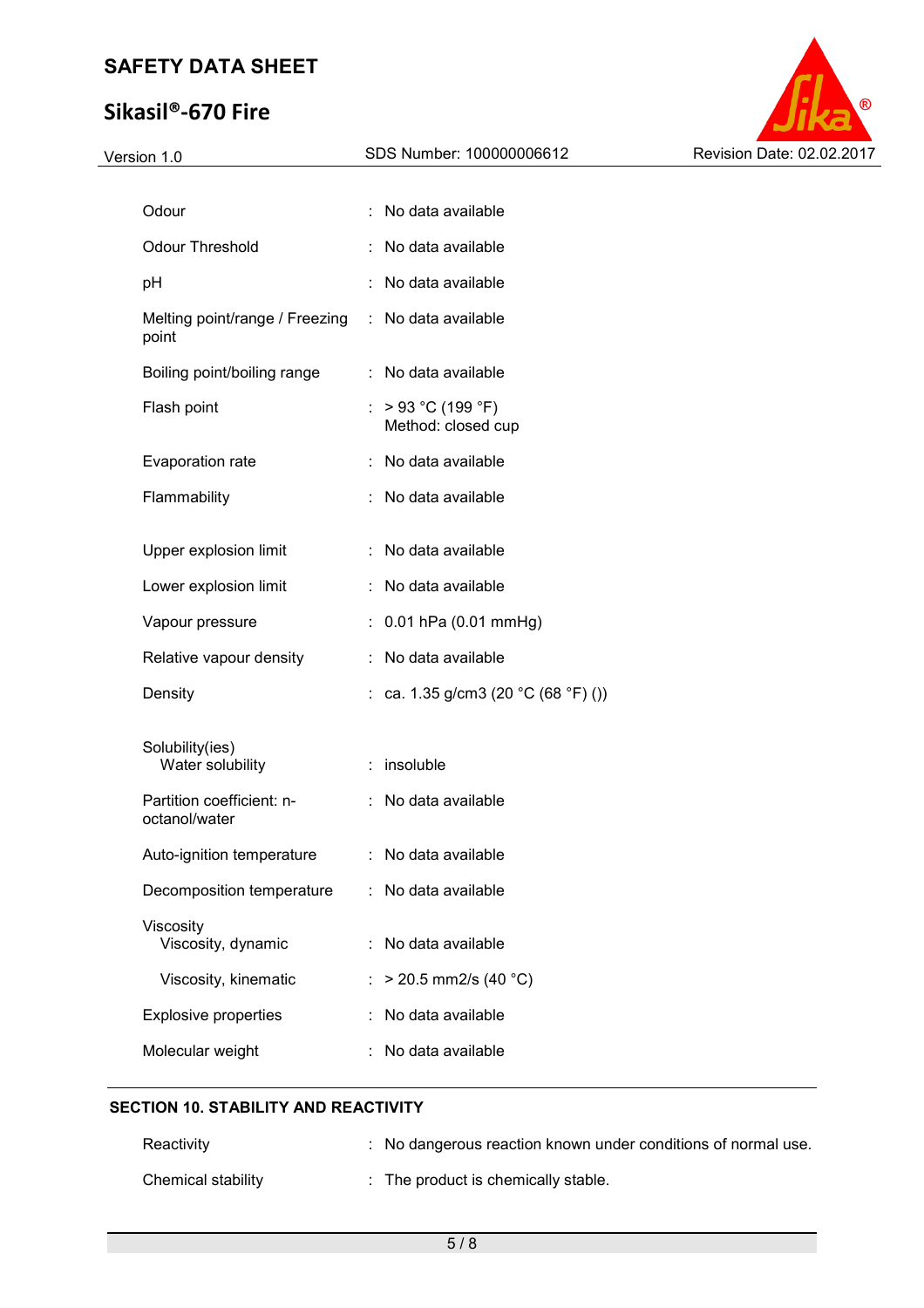| | | |
|---|---|---|
| Odour | : | No data available |
| Odour Threshold | : | No data available |
| pH | : | No data available |
| Melting point/range / Freezing point | : | No data available |
| Boiling point/boiling range | : | No data available |
| Flash point | : | > 93 °C (199 °F)<br>Method: closed cup |
| Evaporation rate | : | No data available |
| Flammability | : | No data available |
| Upper explosion limit | : | No data available |
| Lower explosion limit | : | No data available |
| Vapour pressure | : | 0.01 hPa (0.01 mmHg) |
| Relative vapour density | : | No data available |
| Density | : | ca. 1.35 g/cm3 (20 °C (68 °F) ()) |
| Solubility(ies)<br>Water solubility | : | insoluble |
| Partition coefficient: n-octanol/water | : | No data available |
| Auto-ignition temperature | : | No data available |
| Decomposition temperature | : | No data available |
| Viscosity<br>Viscosity, dynamic | : | No data available |
| Viscosity, kinematic | : | > 20.5 mm2/s (40 °C) |
| Explosive properties | : | No data available |
| Molecular weight | : | No data available |

## SECTION 10. STABILITY AND REACTIVITY

| | | |
|---|---|---|
| Reactivity | : | No dangerous reaction known under conditions of normal use. |
| Chemical stability | : | The product is chemically stable. |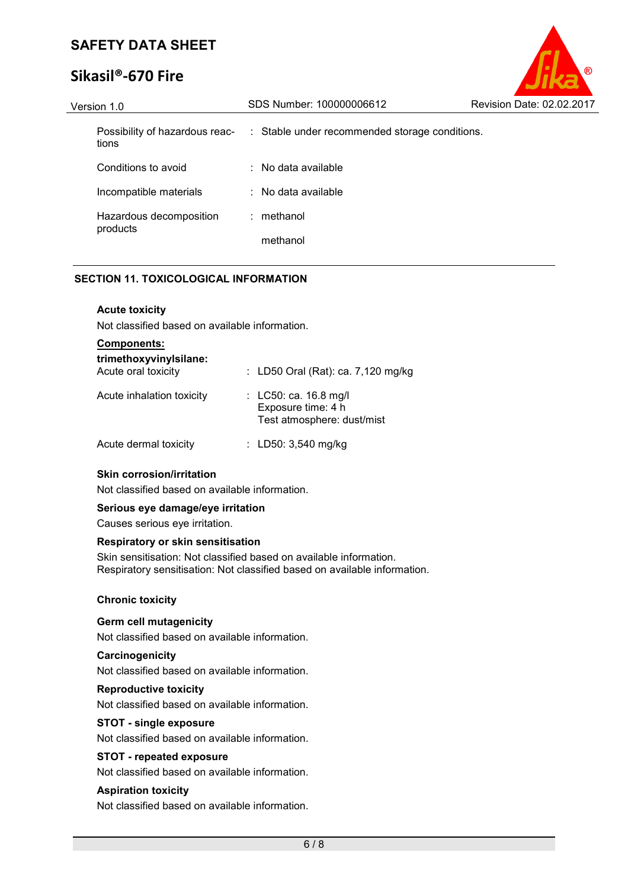| | | |
|---|---|---|
| Possibility of hazardous reactions | : | Stable under recommended storage conditions. |
| Conditions to avoid | : | No data available |
| Incompatible materials | : | No data available |
| Hazardous decomposition products | : | methanol<br>methanol |

## SECTION 11. TOXICOLOGICAL INFORMATION

**Acute toxicity**

Not classified based on available information.

**Components:**

**trimethoxyvinylsilane:**

| | | |
|---|---|---|
| Acute oral toxicity | : | LD50 Oral (Rat): ca. 7,120 mg/kg |
| Acute inhalation toxicity | : | LC50: ca. 16.8 mg/l<br>Exposure time: 4 h<br>Test atmosphere: dust/mist |
| Acute dermal toxicity | : | LD50: 3,540 mg/kg |

**Skin corrosion/irritation**

Not classified based on available information.

**Serious eye damage/eye irritation**

Causes serious eye irritation.

**Respiratory or skin sensitisation**

Skin sensitisation: Not classified based on available information.
Respiratory sensitisation: Not classified based on available information.

**Chronic toxicity**

**Germ cell mutagenicity**

Not classified based on available information.

**Carcinogenicity**

Not classified based on available information.

**Reproductive toxicity**

Not classified based on available information.

**STOT - single exposure**

Not classified based on available information.

**STOT - repeated exposure**

Not classified based on available information.

**Aspiration toxicity**

Not classified based on available information.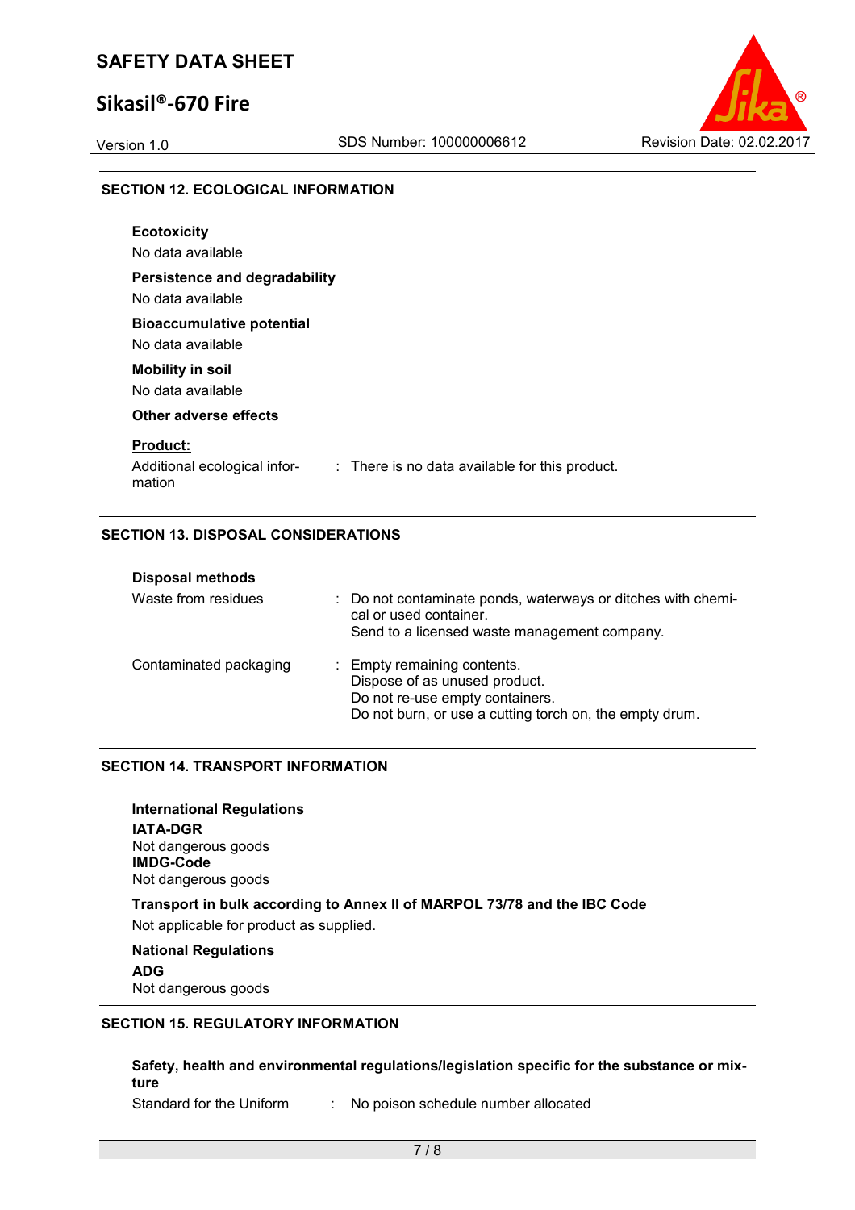## SECTION 12. ECOLOGICAL INFORMATION

**Ecotoxicity**

No data available

**Persistence and degradability**

No data available

**Bioaccumulative potential**

No data available

**Mobility in soil**

No data available

**Other adverse effects**

**Product:**

| | | |
|---|---|---|
| Additional ecological information | : | There is no data available for this product. |

## SECTION 13. DISPOSAL CONSIDERATIONS

**Disposal methods**

| | | |
|---|---|---|
| Waste from residues | : | Do not contaminate ponds, waterways or ditches with chemical or used container.<br>Send to a licensed waste management company. |
| Contaminated packaging | : | Empty remaining contents.<br>Dispose of as unused product.<br>Do not re-use empty containers.<br>Do not burn, or use a cutting torch on, the empty drum. |

## SECTION 14. TRANSPORT INFORMATION

**International Regulations**

**IATA-DGR**

Not dangerous goods

**IMDG-Code**

Not dangerous goods

**Transport in bulk according to Annex II of MARPOL 73/78 and the IBC Code**

Not applicable for product as supplied.

**National Regulations**

**ADG**

Not dangerous goods

## SECTION 15. REGULATORY INFORMATION

**Safety, health and environmental regulations/legislation specific for the substance or mixture**

| | | |
|---|---|---|
| Standard for the Uniform | : | No poison schedule number allocated |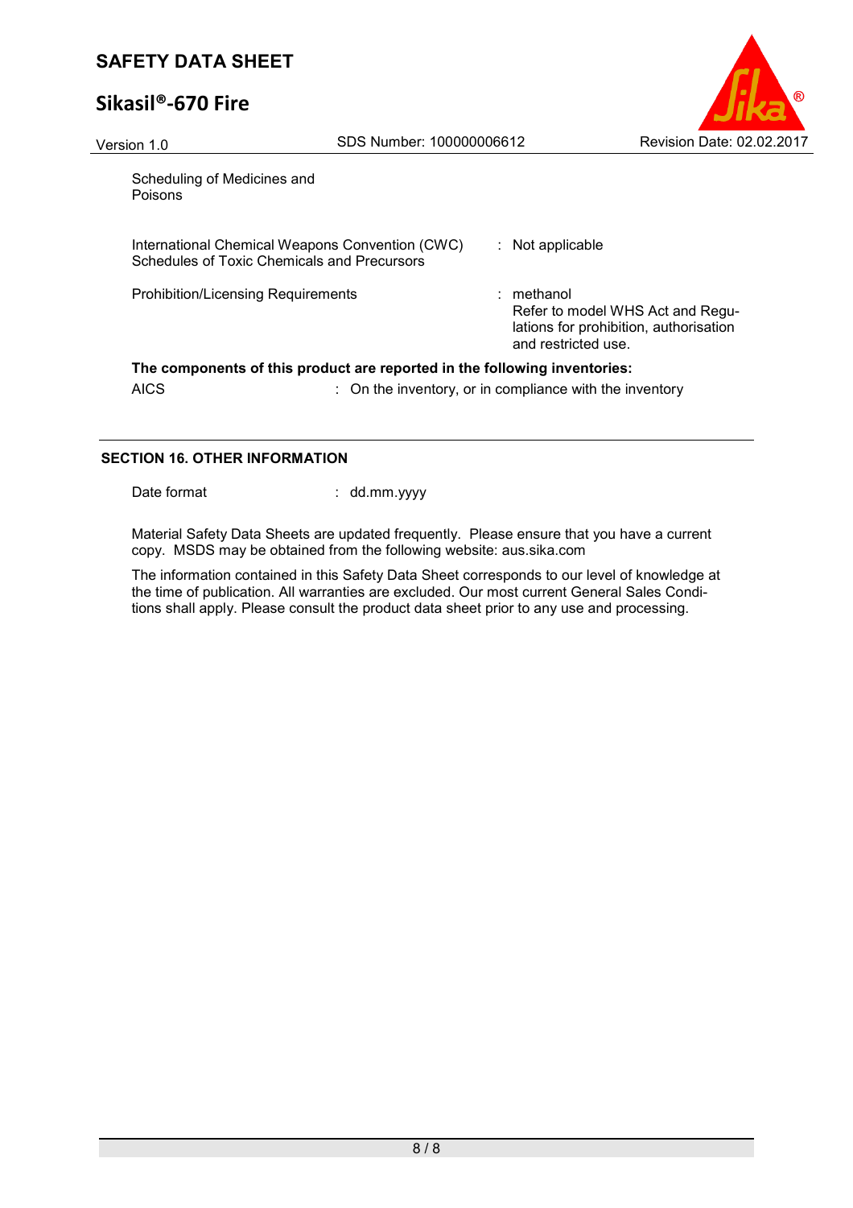Scheduling of Medicines and Poisons

| | |
|---|---|
| International Chemical Weapons Convention (CWC) Schedules of Toxic Chemicals and Precursors | : Not applicable |
| Prohibition/Licensing Requirements | : methanol<br>Refer to model WHS Act and Regulations for prohibition, authorisation and restricted use. |

**The components of this product are reported in the following inventories:**

AICS : On the inventory, or in compliance with the inventory

## SECTION 16. OTHER INFORMATION

Date format : dd.mm.yyyy

Material Safety Data Sheets are updated frequently. Please ensure that you have a current copy. MSDS may be obtained from the following website: aus.sika.com

The information contained in this Safety Data Sheet corresponds to our level of knowledge at the time of publication. All warranties are excluded. Our most current General Sales Conditions shall apply. Please consult the product data sheet prior to any use and processing.